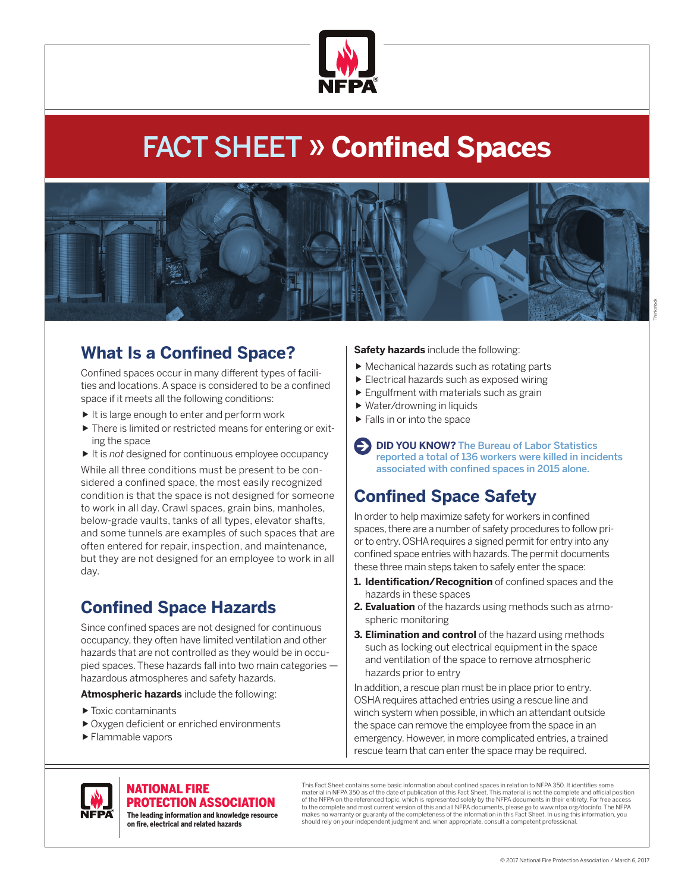# FACT SHEET » Confined Spaces

## What Is a Confined Space?

Confined spaces occur in many different types of facilities and locations. A space is considered to be a confined space if it meets all the following conditions:

- It is large enough to enter and perform work
- There is limited or restricted means for entering or exiting the space
- It is *not* designed for continuous employee occupancy

While all three conditions must be present to be considered a confined space, the most easily recognized condition is that the space is not designed for someone to work in all day. Crawl spaces, grain bins, manholes, below-grade vaults, tanks of all types, elevator shafts, and some tunnels are examples of such spaces that are often entered for repair, inspection, and maintenance, but they are not designed for an employee to work in all day.

## Confined Space Hazards

Since confined spaces are not designed for continuous occupancy, they often have limited ventilation and other hazards that are not controlled as they would be in occupied spaces. These hazards fall into two main categories — hazardous atmospheres and safety hazards.

**Atmospheric hazards** include the following:

- Toxic contaminants
- Oxygen deficient or enriched environments
- Flammable vapors

**Safety hazards** include the following:

- Mechanical hazards such as rotating parts
- Electrical hazards such as exposed wiring
- Engulfment with materials such as grain
- Water/drowning in liquids
- Falls in or into the space

**DID YOU KNOW?** The Bureau of Labor Statistics reported a total of 136 workers were killed in incidents associated with confined spaces in 2015 alone.

## Confined Space Safety

In order to help maximize safety for workers in confined spaces, there are a number of safety procedures to follow prior to entry. OSHA requires a signed permit for entry into any confined space entries with hazards. The permit documents these three main steps taken to safely enter the space:

1. **Identification/Recognition** of confined spaces and the hazards in these spaces
2. **Evaluation** of the hazards using methods such as atmospheric monitoring
3. **Elimination and control** of the hazard using methods such as locking out electrical equipment in the space and ventilation of the space to remove atmospheric hazards prior to entry

In addition, a rescue plan must be in place prior to entry. OSHA requires attached entries using a rescue line and winch system when possible, in which an attendant outside the space can remove the employee from the space in an emergency. However, in more complicated entries, a trained rescue team that can enter the space may be required.

**NATIONAL FIRE PROTECTION ASSOCIATION**
The leading information and knowledge resource on fire, electrical and related hazards

This Fact Sheet contains some basic information about confined spaces in relation to NFPA 350. It identifies some material in NFPA 350 as of the date of publication of this Fact Sheet. This material is not the complete and official position of the NFPA on the referenced topic, which is represented solely by the NFPA documents in their entirety. For free access to the complete and most current version of this and all NFPA documents, please go to www.nfpa.org/docinfo. The NFPA makes no warranty or guaranty of the completeness of the information in this Fact Sheet. In using this information, you should rely on your independent judgment and, when appropriate, consult a competent professional.

© 2017 National Fire Protection Association / March 6, 2017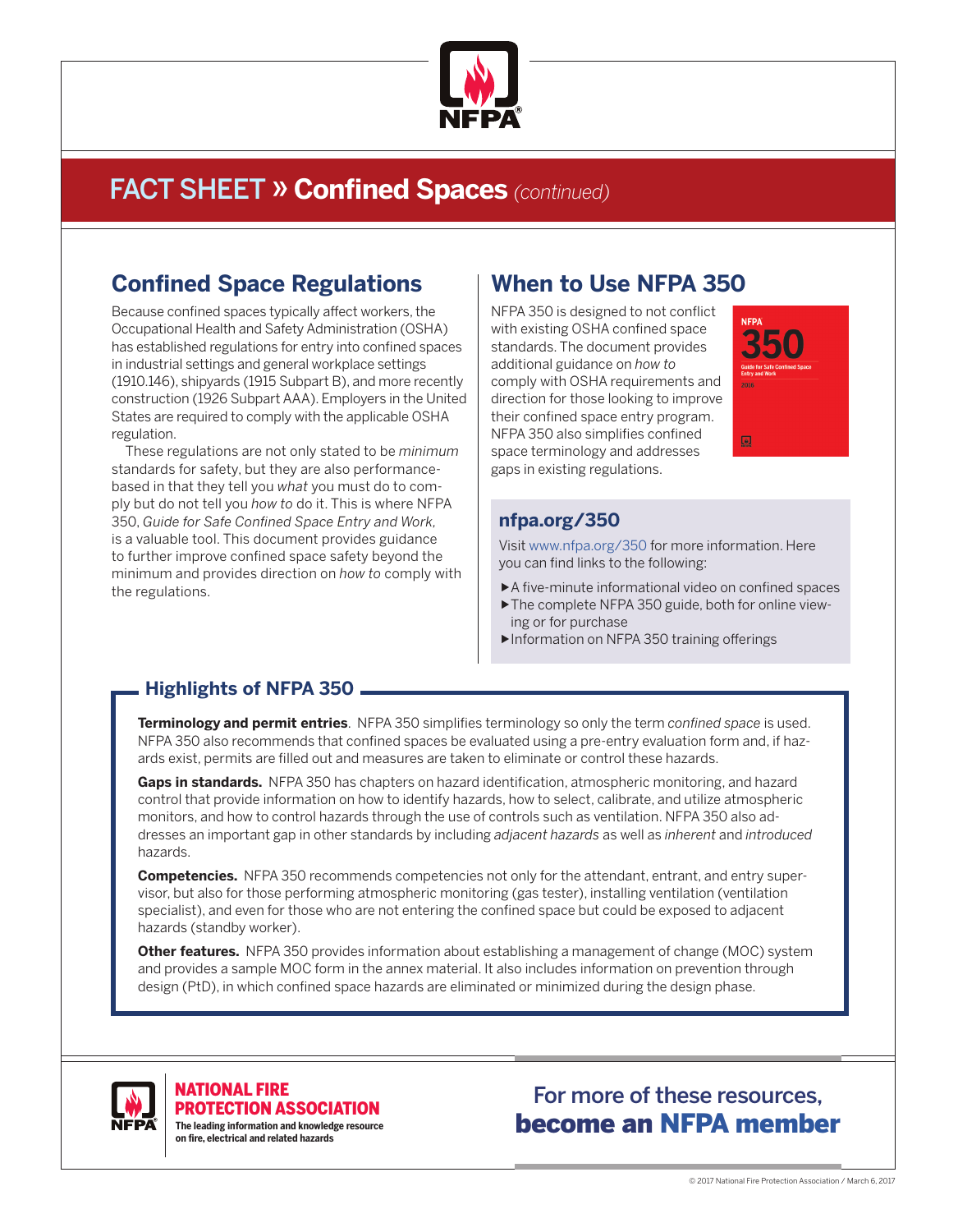# FACT SHEET » Confined Spaces *(continued)*

## Confined Space Regulations

Because confined spaces typically affect workers, the Occupational Health and Safety Administration (OSHA) has established regulations for entry into confined spaces in industrial settings and general workplace settings (1910.146), shipyards (1915 Subpart B), and more recently construction (1926 Subpart AAA). Employers in the United States are required to comply with the applicable OSHA regulation.

These regulations are not only stated to be *minimum* standards for safety, but they are also performance-based in that they tell you *what* you must do to comply but do not tell you *how to* do it. This is where NFPA 350, *Guide for Safe Confined Space Entry and Work*, is a valuable tool. This document provides guidance to further improve confined space safety beyond the minimum and provides direction on *how to* comply with the regulations.

## When to Use NFPA 350

NFPA 350 is designed to not conflict with existing OSHA confined space standards. The document provides additional guidance on *how to* comply with OSHA requirements and direction for those looking to improve their confined space entry program. NFPA 350 also simplifies confined space terminology and addresses gaps in existing regulations.

### nfpa.org/350

Visit www.nfpa.org/350 for more information. Here you can find links to the following:

- A five-minute informational video on confined spaces
- The complete NFPA 350 guide, both for online viewing or for purchase
- Information on NFPA 350 training offerings

## Highlights of NFPA 350

**Terminology and permit entries**. NFPA 350 simplifies terminology so only the term *confined space* is used. NFPA 350 also recommends that confined spaces be evaluated using a pre-entry evaluation form and, if hazards exist, permits are filled out and measures are taken to eliminate or control these hazards.

**Gaps in standards.** NFPA 350 has chapters on hazard identification, atmospheric monitoring, and hazard control that provide information on how to identify hazards, how to select, calibrate, and utilize atmospheric monitors, and how to control hazards through the use of controls such as ventilation. NFPA 350 also addresses an important gap in other standards by including *adjacent hazards* as well as *inherent* and *introduced* hazards.

**Competencies.** NFPA 350 recommends competencies not only for the attendant, entrant, and entry supervisor, but also for those performing atmospheric monitoring (gas tester), installing ventilation (ventilation specialist), and even for those who are not entering the confined space but could be exposed to adjacent hazards (standby worker).

**Other features.** NFPA 350 provides information about establishing a management of change (MOC) system and provides a sample MOC form in the annex material. It also includes information on prevention through design (PtD), in which confined space hazards are eliminated or minimized during the design phase.

**NATIONAL FIRE PROTECTION ASSOCIATION**
The leading information and knowledge resource on fire, electrical and related hazards

For more of these resources,
**become an NFPA member**

© 2017 National Fire Protection Association / March 6, 2017